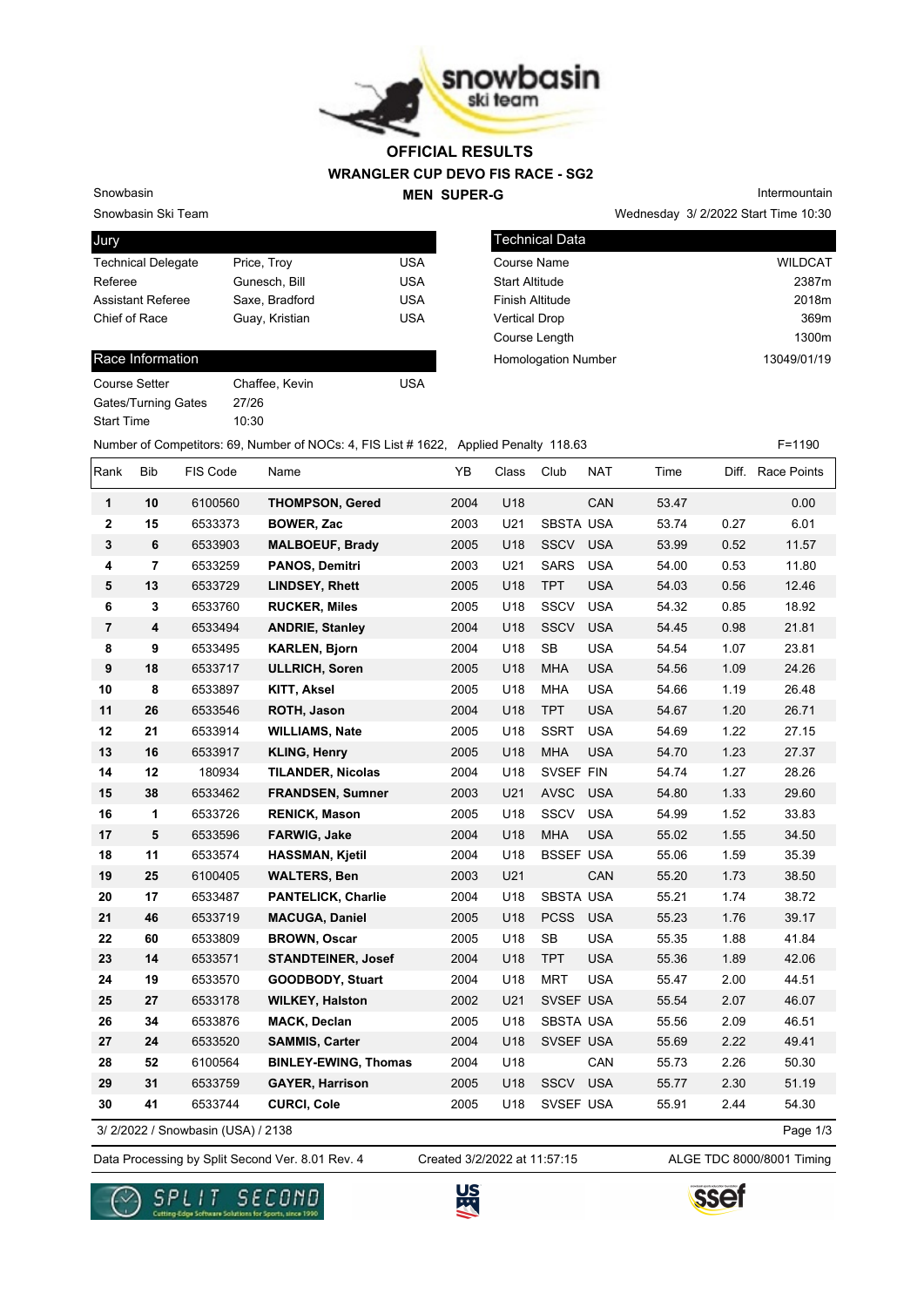# OFFICIAL RESULTS
## WRANGLER CUP DEVO FIS RACE - SG2
### MEN SUPER-G

Snowbasin
Snowbasin Ski Team

Intermountain
Wednesday 3/ 2/2022 Start Time 10:30

| Jury | | |
|---|---|---|
| Technical Delegate | Price, Troy | USA |
| Referee | Gunesch, Bill | USA |
| Assistant Referee | Saxe, Bradford | USA |
| Chief of Race | Guay, Kristian | USA |

| Technical Data | |
|---|---|
| Course Name | WILDCAT |
| Start Altitude | 2387m |
| Finish Altitude | 2018m |
| Vertical Drop | 369m |
| Course Length | 1300m |
| Homologation Number | 13049/01/19 |

| Race Information | | |
|---|---|---|
| Course Setter | Chaffee, Kevin | USA |
| Gates/Turning Gates | 27/26 | |
| Start Time | 10:30 | |

Number of Competitors: 69, Number of NOCs: 4, FIS List # 1622, Applied Penalty 118.63 F=1190

| Rank | Bib | FIS Code | Name | YB | Class | Club | NAT | Time | Diff. | Race Points |
|---|---|---|---|---|---|---|---|---|---|---|
| 1 | 10 | 6100560 | **THOMPSON, Gered** | 2004 | U18 | | CAN | 53.47 | | 0.00 |
| 2 | 15 | 6533373 | **BOWER, Zac** | 2003 | U21 | SBSTA | USA | 53.74 | 0.27 | 6.01 |
| 3 | 6 | 6533903 | **MALBOEUF, Brady** | 2005 | U18 | SSCV | USA | 53.99 | 0.52 | 11.57 |
| 4 | 7 | 6533259 | **PANOS, Demitri** | 2003 | U21 | SARS | USA | 54.00 | 0.53 | 11.80 |
| 5 | 13 | 6533729 | **LINDSEY, Rhett** | 2005 | U18 | TPT | USA | 54.03 | 0.56 | 12.46 |
| 6 | 3 | 6533760 | **RUCKER, Miles** | 2005 | U18 | SSCV | USA | 54.32 | 0.85 | 18.92 |
| 7 | 4 | 6533494 | **ANDRIE, Stanley** | 2004 | U18 | SSCV | USA | 54.45 | 0.98 | 21.81 |
| 8 | 9 | 6533495 | **KARLEN, Bjorn** | 2004 | U18 | SB | USA | 54.54 | 1.07 | 23.81 |
| 9 | 18 | 6533717 | **ULLRICH, Soren** | 2005 | U18 | MHA | USA | 54.56 | 1.09 | 24.26 |
| 10 | 8 | 6533897 | **KITT, Aksel** | 2005 | U18 | MHA | USA | 54.66 | 1.19 | 26.48 |
| 11 | 26 | 6533546 | **ROTH, Jason** | 2004 | U18 | TPT | USA | 54.67 | 1.20 | 26.71 |
| 12 | 21 | 6533914 | **WILLIAMS, Nate** | 2005 | U18 | SSRT | USA | 54.69 | 1.22 | 27.15 |
| 13 | 16 | 6533917 | **KLING, Henry** | 2005 | U18 | MHA | USA | 54.70 | 1.23 | 27.37 |
| 14 | 12 | 180934 | **TILANDER, Nicolas** | 2004 | U18 | SVSEF | FIN | 54.74 | 1.27 | 28.26 |
| 15 | 38 | 6533462 | **FRANDSEN, Sumner** | 2003 | U21 | AVSC | USA | 54.80 | 1.33 | 29.60 |
| 16 | 1 | 6533726 | **RENICK, Mason** | 2005 | U18 | SSCV | USA | 54.99 | 1.52 | 33.83 |
| 17 | 5 | 6533596 | **FARWIG, Jake** | 2004 | U18 | MHA | USA | 55.02 | 1.55 | 34.50 |
| 18 | 11 | 6533574 | **HASSMAN, Kjetil** | 2004 | U18 | BSSEF | USA | 55.06 | 1.59 | 35.39 |
| 19 | 25 | 6100405 | **WALTERS, Ben** | 2003 | U21 | | CAN | 55.20 | 1.73 | 38.50 |
| 20 | 17 | 6533487 | **PANTELICK, Charlie** | 2004 | U18 | SBSTA | USA | 55.21 | 1.74 | 38.72 |
| 21 | 46 | 6533719 | **MACUGA, Daniel** | 2005 | U18 | PCSS | USA | 55.23 | 1.76 | 39.17 |
| 22 | 60 | 6533809 | **BROWN, Oscar** | 2005 | U18 | SB | USA | 55.35 | 1.88 | 41.84 |
| 23 | 14 | 6533571 | **STANDTEINER, Josef** | 2004 | U18 | TPT | USA | 55.36 | 1.89 | 42.06 |
| 24 | 19 | 6533570 | **GOODBODY, Stuart** | 2004 | U18 | MRT | USA | 55.47 | 2.00 | 44.51 |
| 25 | 27 | 6533178 | **WILKEY, Halston** | 2002 | U21 | SVSEF | USA | 55.54 | 2.07 | 46.07 |
| 26 | 34 | 6533876 | **MACK, Declan** | 2005 | U18 | SBSTA | USA | 55.56 | 2.09 | 46.51 |
| 27 | 24 | 6533520 | **SAMMIS, Carter** | 2004 | U18 | SVSEF | USA | 55.69 | 2.22 | 49.41 |
| 28 | 52 | 6100564 | **BINLEY-EWING, Thomas** | 2004 | U18 | | CAN | 55.73 | 2.26 | 50.30 |
| 29 | 31 | 6533759 | **GAYER, Harrison** | 2005 | U18 | SSCV | USA | 55.77 | 2.30 | 51.19 |
| 30 | 41 | 6533744 | **CURCI, Cole** | 2005 | U18 | SVSEF | USA | 55.91 | 2.44 | 54.30 |

3/ 2/2022 / Snowbasin (USA) / 2138

Data Processing by Split Second Ver. 8.01 Rev. 4 Created 3/2/2022 at 11:57:15 ALGE TDC 8000/8001 Timing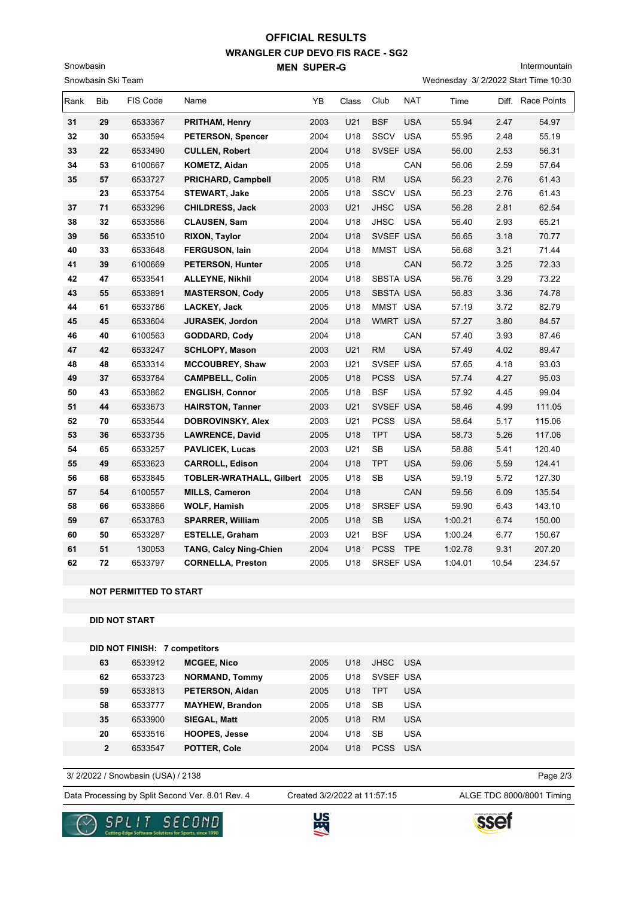# OFFICIAL RESULTS

## WRANGLER CUP DEVO FIS RACE - SG2

### MEN SUPER-G

Snowbasin

Snowbasin Ski Team

Intermountain

Wednesday 3/ 2/2022 Start Time 10:30

| Rank | Bib | FIS Code | Name | YB | Class | Club | NAT | Time | Diff. | Race Points |
|---|---|---|---|---|---|---|---|---|---|---|
| 31 | 29 | 6533367 | **PRITHAM, Henry** | 2003 | U21 | BSF | USA | 55.94 | 2.47 | 54.97 |
| 32 | 30 | 6533594 | **PETERSON, Spencer** | 2004 | U18 | SSCV | USA | 55.95 | 2.48 | 55.19 |
| 33 | 22 | 6533490 | **CULLEN, Robert** | 2004 | U18 | SVSEF | USA | 56.00 | 2.53 | 56.31 |
| 34 | 53 | 6100667 | **KOMETZ, Aidan** | 2005 | U18 | | CAN | 56.06 | 2.59 | 57.64 |
| 35 | 57 | 6533727 | **PRICHARD, Campbell** | 2005 | U18 | RM | USA | 56.23 | 2.76 | 61.43 |
| | 23 | 6533754 | **STEWART, Jake** | 2005 | U18 | SSCV | USA | 56.23 | 2.76 | 61.43 |
| 37 | 71 | 6533296 | **CHILDRESS, Jack** | 2003 | U21 | JHSC | USA | 56.28 | 2.81 | 62.54 |
| 38 | 32 | 6533586 | **CLAUSEN, Sam** | 2004 | U18 | JHSC | USA | 56.40 | 2.93 | 65.21 |
| 39 | 56 | 6533510 | **RIXON, Taylor** | 2004 | U18 | SVSEF | USA | 56.65 | 3.18 | 70.77 |
| 40 | 33 | 6533648 | **FERGUSON, Iain** | 2004 | U18 | MMST | USA | 56.68 | 3.21 | 71.44 |
| 41 | 39 | 6100669 | **PETERSON, Hunter** | 2005 | U18 | | CAN | 56.72 | 3.25 | 72.33 |
| 42 | 47 | 6533541 | **ALLEYNE, Nikhil** | 2004 | U18 | SBSTA | USA | 56.76 | 3.29 | 73.22 |
| 43 | 55 | 6533891 | **MASTERSON, Cody** | 2005 | U18 | SBSTA | USA | 56.83 | 3.36 | 74.78 |
| 44 | 61 | 6533786 | **LACKEY, Jack** | 2005 | U18 | MMST | USA | 57.19 | 3.72 | 82.79 |
| 45 | 45 | 6533604 | **JURASEK, Jordon** | 2004 | U18 | WMRT | USA | 57.27 | 3.80 | 84.57 |
| 46 | 40 | 6100563 | **GODDARD, Cody** | 2004 | U18 | | CAN | 57.40 | 3.93 | 87.46 |
| 47 | 42 | 6533247 | **SCHLOPY, Mason** | 2003 | U21 | RM | USA | 57.49 | 4.02 | 89.47 |
| 48 | 48 | 6533314 | **MCCOUBREY, Shaw** | 2003 | U21 | SVSEF | USA | 57.65 | 4.18 | 93.03 |
| 49 | 37 | 6533784 | **CAMPBELL, Colin** | 2005 | U18 | PCSS | USA | 57.74 | 4.27 | 95.03 |
| 50 | 43 | 6533862 | **ENGLISH, Connor** | 2005 | U18 | BSF | USA | 57.92 | 4.45 | 99.04 |
| 51 | 44 | 6533673 | **HAIRSTON, Tanner** | 2003 | U21 | SVSEF | USA | 58.46 | 4.99 | 111.05 |
| 52 | 70 | 6533544 | **DOBROVINSKY, Alex** | 2003 | U21 | PCSS | USA | 58.64 | 5.17 | 115.06 |
| 53 | 36 | 6533735 | **LAWRENCE, David** | 2005 | U18 | TPT | USA | 58.73 | 5.26 | 117.06 |
| 54 | 65 | 6533257 | **PAVLICEK, Lucas** | 2003 | U21 | SB | USA | 58.88 | 5.41 | 120.40 |
| 55 | 49 | 6533623 | **CARROLL, Edison** | 2004 | U18 | TPT | USA | 59.06 | 5.59 | 124.41 |
| 56 | 68 | 6533845 | **TOBLER-WRATHALL, Gilbert** | 2005 | U18 | SB | USA | 59.19 | 5.72 | 127.30 |
| 57 | 54 | 6100557 | **MILLS, Cameron** | 2004 | U18 | | CAN | 59.56 | 6.09 | 135.54 |
| 58 | 66 | 6533866 | **WOLF, Hamish** | 2005 | U18 | SRSEF | USA | 59.90 | 6.43 | 143.10 |
| 59 | 67 | 6533783 | **SPARRER, William** | 2005 | U18 | SB | USA | 1:00.21 | 6.74 | 150.00 |
| 60 | 50 | 6533287 | **ESTELLE, Graham** | 2003 | U21 | BSF | USA | 1:00.24 | 6.77 | 150.67 |
| 61 | 51 | 130053 | **TANG, Calcy Ning-Chien** | 2004 | U18 | PCSS | TPE | 1:02.78 | 9.31 | 207.20 |
| 62 | 72 | 6533797 | **CORNELLA, Preston** | 2005 | U18 | SRSEF | USA | 1:04.01 | 10.54 | 234.57 |

**NOT PERMITTED TO START**

**DID NOT START**

**DID NOT FINISH: 7 competitors**

| Bib | FIS Code | Name | YB | Class | Club | NAT |
|---|---|---|---|---|---|---|
| 63 | 6533912 | **MCGEE, Nico** | 2005 | U18 | JHSC | USA |
| 62 | 6533723 | **NORMAND, Tommy** | 2005 | U18 | SVSEF | USA |
| 59 | 6533813 | **PETERSON, Aidan** | 2005 | U18 | TPT | USA |
| 58 | 6533777 | **MAYHEW, Brandon** | 2005 | U18 | SB | USA |
| 35 | 6533900 | **SIEGAL, Matt** | 2005 | U18 | RM | USA |
| 20 | 6533516 | **HOOPES, Jesse** | 2004 | U18 | SB | USA |
| 2 | 6533547 | **POTTER, Cole** | 2004 | U18 | PCSS | USA |

3/ 2/2022 / Snowbasin (USA) / 2138

Data Processing by Split Second Ver. 8.01 Rev. 4 — Created 3/2/2022 at 11:57:15 — ALGE TDC 8000/8001 Timing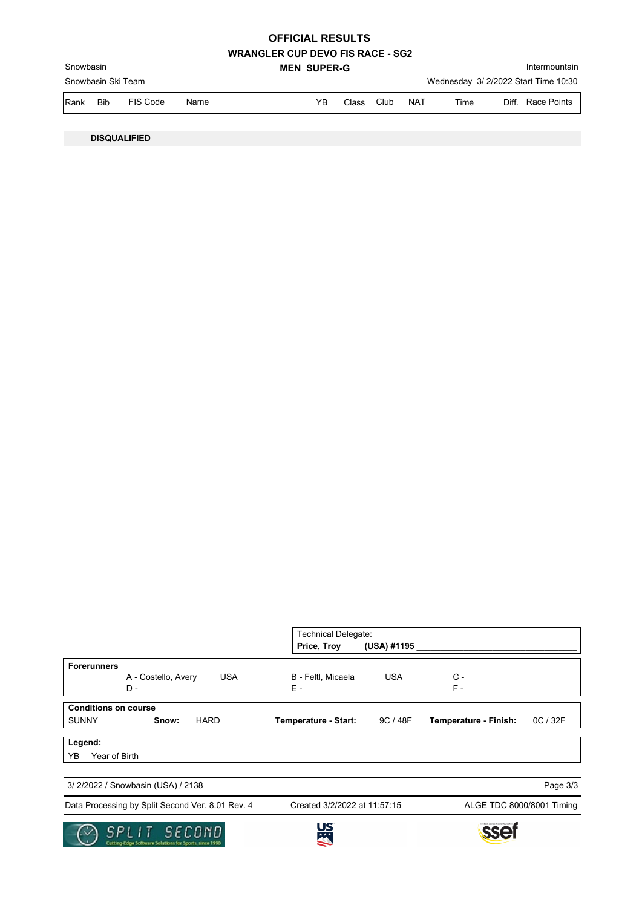# OFFICIAL RESULTS

## WRANGLER CUP DEVO FIS RACE - SG2

### MEN SUPER-G

Snowbasin | Intermountain

Snowbasin Ski Team | Wednesday 3/ 2/2022 Start Time 10:30

| Rank | Bib | FIS Code | Name | YB | Class | Club | NAT | Time | Diff. | Race Points |
|---|---|---|---|---|---|---|---|---|---|---|

**DISQUALIFIED**

| | |
|---|---|
| Technical Delegate: | |
| **Price, Troy** | **(USA) #1195** |

**Forerunners**

| | | | | | |
|---|---|---|---|---|---|
| A - Costello, Avery | USA | B - Feltl, Micaela | USA | C - | |
| D - | | E - | | F - | |

**Conditions on course**

| | | | | | | |
|---|---|---|---|---|---|---|
| SUNNY | **Snow:** | HARD | **Temperature - Start:** | 9C / 48F | **Temperature - Finish:** | 0C / 32F |

**Legend:**

YB Year of Birth

3/ 2/2022 / Snowbasin (USA) / 2138

Data Processing by Split Second Ver. 8.01 Rev. 4 | Created 3/2/2022 at 11:57:15 | ALGE TDC 8000/8001 Timing